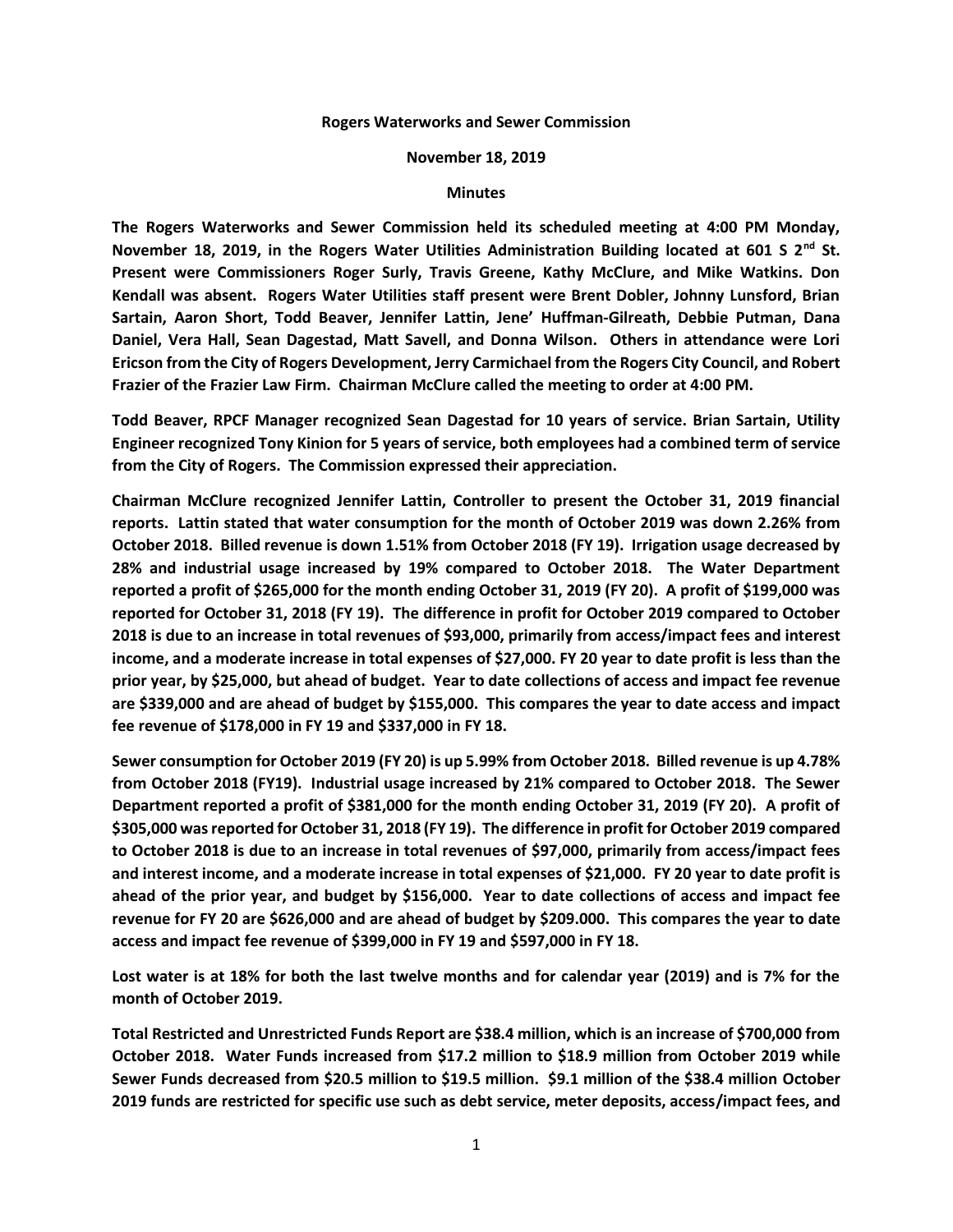**Rogers Waterworks and Sewer Commission**

**November 18, 2019**

**Minutes**

**The Rogers Waterworks and Sewer Commission held its scheduled meeting at 4:00 PM Monday, November 18, 2019, in the Rogers Water Utilities Administration Building located at 601 S 2nd St. Present were Commissioners Roger Surly, Travis Greene, Kathy McClure, and Mike Watkins. Don Kendall was absent. Rogers Water Utilities staff present were Brent Dobler, Johnny Lunsford, Brian Sartain, Aaron Short, Todd Beaver, Jennifer Lattin, Jene' Huffman-Gilreath, Debbie Putman, Dana Daniel, Vera Hall, Sean Dagestad, Matt Savell, and Donna Wilson. Others in attendance were Lori Ericson from the City of Rogers Development, Jerry Carmichael from the Rogers City Council, and Robert Frazier of the Frazier Law Firm. Chairman McClure called the meeting to order at 4:00 PM.**

**Todd Beaver, RPCF Manager recognized Sean Dagestad for 10 years of service. Brian Sartain, Utility Engineer recognized Tony Kinion for 5 years of service, both employees had a combined term of service from the City of Rogers. The Commission expressed their appreciation.**

**Chairman McClure recognized Jennifer Lattin, Controller to present the October 31, 2019 financial reports. Lattin stated that water consumption for the month of October 2019 was down 2.26% from October 2018. Billed revenue is down 1.51% from October 2018 (FY 19). Irrigation usage decreased by 28% and industrial usage increased by 19% compared to October 2018. The Water Department reported a profit of $265,000 for the month ending October 31, 2019 (FY 20). A profit of $199,000 was reported for October 31, 2018 (FY 19). The difference in profit for October 2019 compared to October 2018 is due to an increase in total revenues of $93,000, primarily from access/impact fees and interest income, and a moderate increase in total expenses of $27,000. FY 20 year to date profit is less than the prior year, by $25,000, but ahead of budget. Year to date collections of access and impact fee revenue are $339,000 and are ahead of budget by $155,000. This compares the year to date access and impact fee revenue of $178,000 in FY 19 and $337,000 in FY 18.**

**Sewer consumption for October 2019 (FY 20) is up 5.99% from October 2018. Billed revenue is up 4.78% from October 2018 (FY19). Industrial usage increased by 21% compared to October 2018. The Sewer Department reported a profit of $381,000 for the month ending October 31, 2019 (FY 20). A profit of $305,000 was reported for October 31, 2018 (FY 19). The difference in profit for October 2019 compared to October 2018 is due to an increase in total revenues of $97,000, primarily from access/impact fees and interest income, and a moderate increase in total expenses of $21,000. FY 20 year to date profit is ahead of the prior year, and budget by $156,000. Year to date collections of access and impact fee revenue for FY 20 are $626,000 and are ahead of budget by $209.000. This compares the year to date access and impact fee revenue of $399,000 in FY 19 and $597,000 in FY 18.**

**Lost water is at 18% for both the last twelve months and for calendar year (2019) and is 7% for the month of October 2019.**

**Total Restricted and Unrestricted Funds Report are $38.4 million, which is an increase of $700,000 from October 2018. Water Funds increased from $17.2 million to $18.9 million from October 2019 while Sewer Funds decreased from $20.5 million to $19.5 million. $9.1 million of the $38.4 million October 2019 funds are restricted for specific use such as debt service, meter deposits, access/impact fees, and**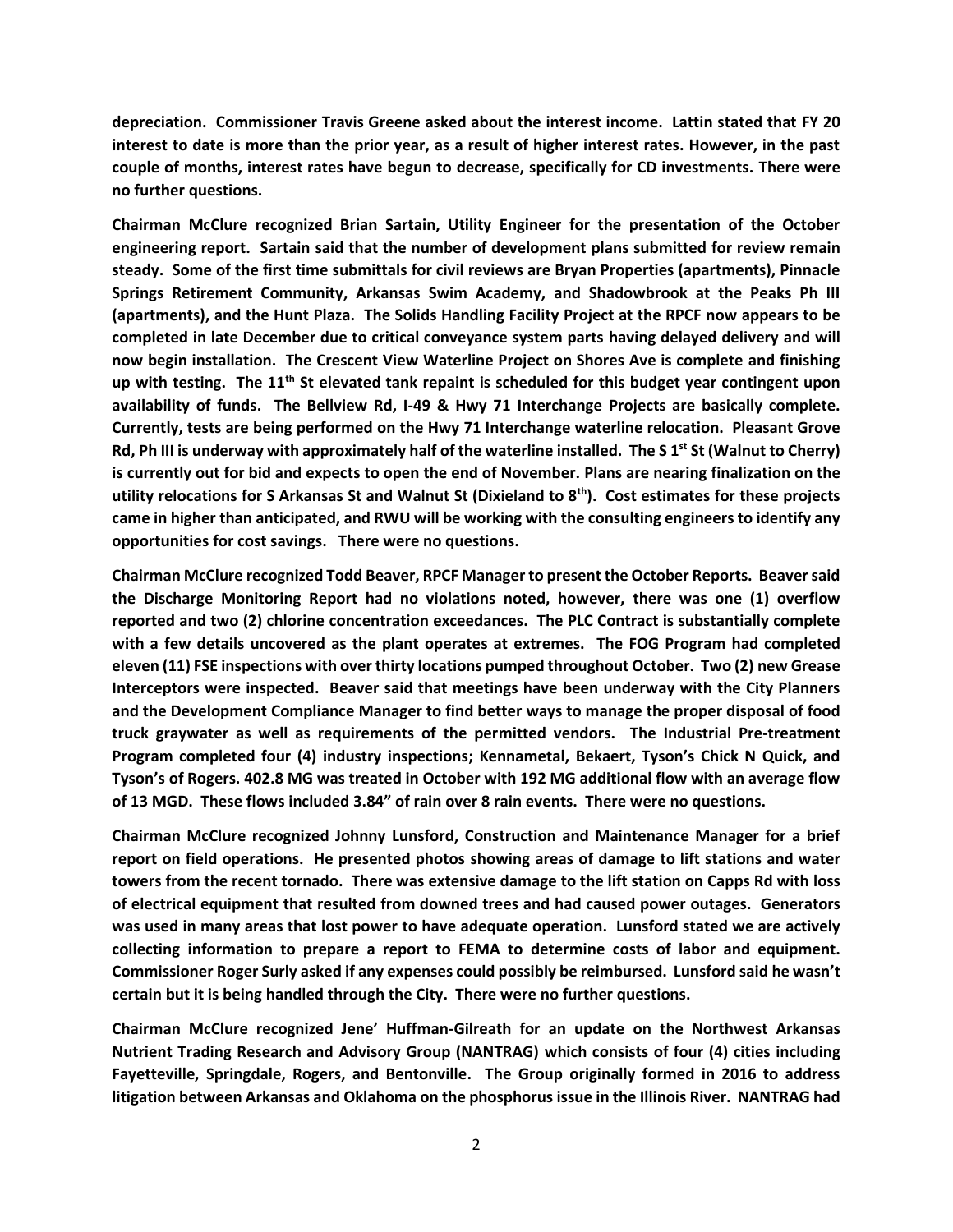**depreciation. Commissioner Travis Greene asked about the interest income. Lattin stated that FY 20 interest to date is more than the prior year, as a result of higher interest rates. However, in the past couple of months, interest rates have begun to decrease, specifically for CD investments. There were no further questions.**

**Chairman McClure recognized Brian Sartain, Utility Engineer for the presentation of the October engineering report. Sartain said that the number of development plans submitted for review remain steady. Some of the first time submittals for civil reviews are Bryan Properties (apartments), Pinnacle Springs Retirement Community, Arkansas Swim Academy, and Shadowbrook at the Peaks Ph III (apartments), and the Hunt Plaza. The Solids Handling Facility Project at the RPCF now appears to be completed in late December due to critical conveyance system parts having delayed delivery and will now begin installation. The Crescent View Waterline Project on Shores Ave is complete and finishing up with testing. The 11th St elevated tank repaint is scheduled for this budget year contingent upon availability of funds. The Bellview Rd, I-49 & Hwy 71 Interchange Projects are basically complete. Currently, tests are being performed on the Hwy 71 Interchange waterline relocation. Pleasant Grove Rd, Ph III is underway with approximately half of the waterline installed. The S 1st St (Walnut to Cherry) is currently out for bid and expects to open the end of November. Plans are nearing finalization on the utility relocations for S Arkansas St and Walnut St (Dixieland to 8th). Cost estimates for these projects came in higher than anticipated, and RWU will be working with the consulting engineers to identify any opportunities for cost savings. There were no questions.**

**Chairman McClure recognized Todd Beaver, RPCF Manager to present the October Reports. Beaver said the Discharge Monitoring Report had no violations noted, however, there was one (1) overflow reported and two (2) chlorine concentration exceedances. The PLC Contract is substantially complete with a few details uncovered as the plant operates at extremes. The FOG Program had completed eleven (11) FSE inspections with over thirty locations pumped throughout October. Two (2) new Grease Interceptors were inspected. Beaver said that meetings have been underway with the City Planners and the Development Compliance Manager to find better ways to manage the proper disposal of food truck graywater as well as requirements of the permitted vendors. The Industrial Pre-treatment Program completed four (4) industry inspections; Kennametal, Bekaert, Tyson's Chick N Quick, and Tyson's of Rogers. 402.8 MG was treated in October with 192 MG additional flow with an average flow of 13 MGD. These flows included 3.84" of rain over 8 rain events. There were no questions.**

**Chairman McClure recognized Johnny Lunsford, Construction and Maintenance Manager for a brief report on field operations. He presented photos showing areas of damage to lift stations and water towers from the recent tornado. There was extensive damage to the lift station on Capps Rd with loss of electrical equipment that resulted from downed trees and had caused power outages. Generators was used in many areas that lost power to have adequate operation. Lunsford stated we are actively collecting information to prepare a report to FEMA to determine costs of labor and equipment. Commissioner Roger Surly asked if any expenses could possibly be reimbursed. Lunsford said he wasn't certain but it is being handled through the City. There were no further questions.**

**Chairman McClure recognized Jene' Huffman-Gilreath for an update on the Northwest Arkansas Nutrient Trading Research and Advisory Group (NANTRAG) which consists of four (4) cities including Fayetteville, Springdale, Rogers, and Bentonville. The Group originally formed in 2016 to address litigation between Arkansas and Oklahoma on the phosphorus issue in the Illinois River. NANTRAG had**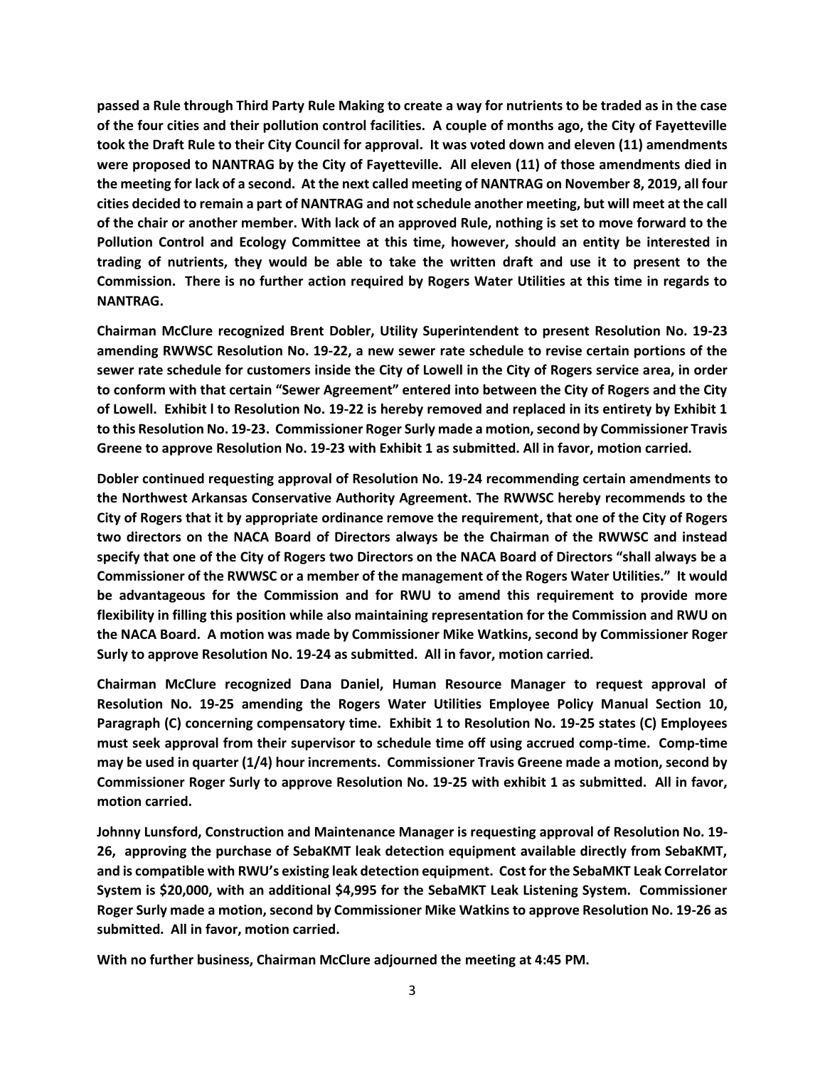**passed a Rule through Third Party Rule Making to create a way for nutrients to be traded as in the case of the four cities and their pollution control facilities. A couple of months ago, the City of Fayetteville took the Draft Rule to their City Council for approval. It was voted down and eleven (11) amendments were proposed to NANTRAG by the City of Fayetteville. All eleven (11) of those amendments died in the meeting for lack of a second. At the next called meeting of NANTRAG on November 8, 2019, all four cities decided to remain a part of NANTRAG and not schedule another meeting, but will meet at the call of the chair or another member. With lack of an approved Rule, nothing is set to move forward to the Pollution Control and Ecology Committee at this time, however, should an entity be interested in trading of nutrients, they would be able to take the written draft and use it to present to the Commission. There is no further action required by Rogers Water Utilities at this time in regards to NANTRAG.**

**Chairman McClure recognized Brent Dobler, Utility Superintendent to present Resolution No. 19-23 amending RWWSC Resolution No. 19-22, a new sewer rate schedule to revise certain portions of the sewer rate schedule for customers inside the City of Lowell in the City of Rogers service area, in order to conform with that certain "Sewer Agreement" entered into between the City of Rogers and the City of Lowell. Exhibit l to Resolution No. 19-22 is hereby removed and replaced in its entirety by Exhibit 1 to this Resolution No. 19-23. Commissioner Roger Surly made a motion, second by Commissioner Travis Greene to approve Resolution No. 19-23 with Exhibit 1 as submitted. All in favor, motion carried.**

**Dobler continued requesting approval of Resolution No. 19-24 recommending certain amendments to the Northwest Arkansas Conservative Authority Agreement. The RWWSC hereby recommends to the City of Rogers that it by appropriate ordinance remove the requirement, that one of the City of Rogers two directors on the NACA Board of Directors always be the Chairman of the RWWSC and instead specify that one of the City of Rogers two Directors on the NACA Board of Directors "shall always be a Commissioner of the RWWSC or a member of the management of the Rogers Water Utilities." It would be advantageous for the Commission and for RWU to amend this requirement to provide more flexibility in filling this position while also maintaining representation for the Commission and RWU on the NACA Board. A motion was made by Commissioner Mike Watkins, second by Commissioner Roger Surly to approve Resolution No. 19-24 as submitted. All in favor, motion carried.**

**Chairman McClure recognized Dana Daniel, Human Resource Manager to request approval of Resolution No. 19-25 amending the Rogers Water Utilities Employee Policy Manual Section 10, Paragraph (C) concerning compensatory time. Exhibit 1 to Resolution No. 19-25 states (C) Employees must seek approval from their supervisor to schedule time off using accrued comp-time. Comp-time may be used in quarter (1/4) hour increments. Commissioner Travis Greene made a motion, second by Commissioner Roger Surly to approve Resolution No. 19-25 with exhibit 1 as submitted. All in favor, motion carried.**

**Johnny Lunsford, Construction and Maintenance Manager is requesting approval of Resolution No. 19-26, approving the purchase of SebaKMT leak detection equipment available directly from SebaKMT, and is compatible with RWU's existing leak detection equipment. Cost for the SebaMKT Leak Correlator System is $20,000, with an additional $4,995 for the SebaMKT Leak Listening System. Commissioner Roger Surly made a motion, second by Commissioner Mike Watkins to approve Resolution No. 19-26 as submitted. All in favor, motion carried.**

**With no further business, Chairman McClure adjourned the meeting at 4:45 PM.**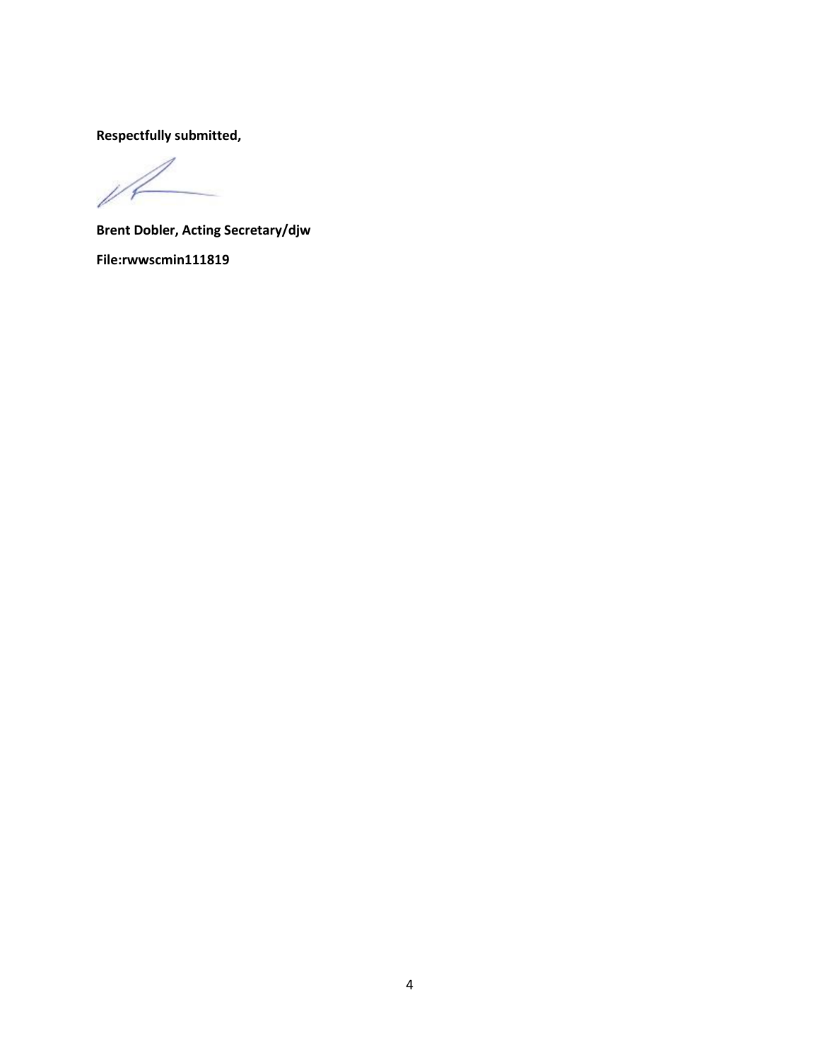**Respectfully submitted,**

**Brent Dobler, Acting Secretary/djw**

**File:rwwscmin111819**